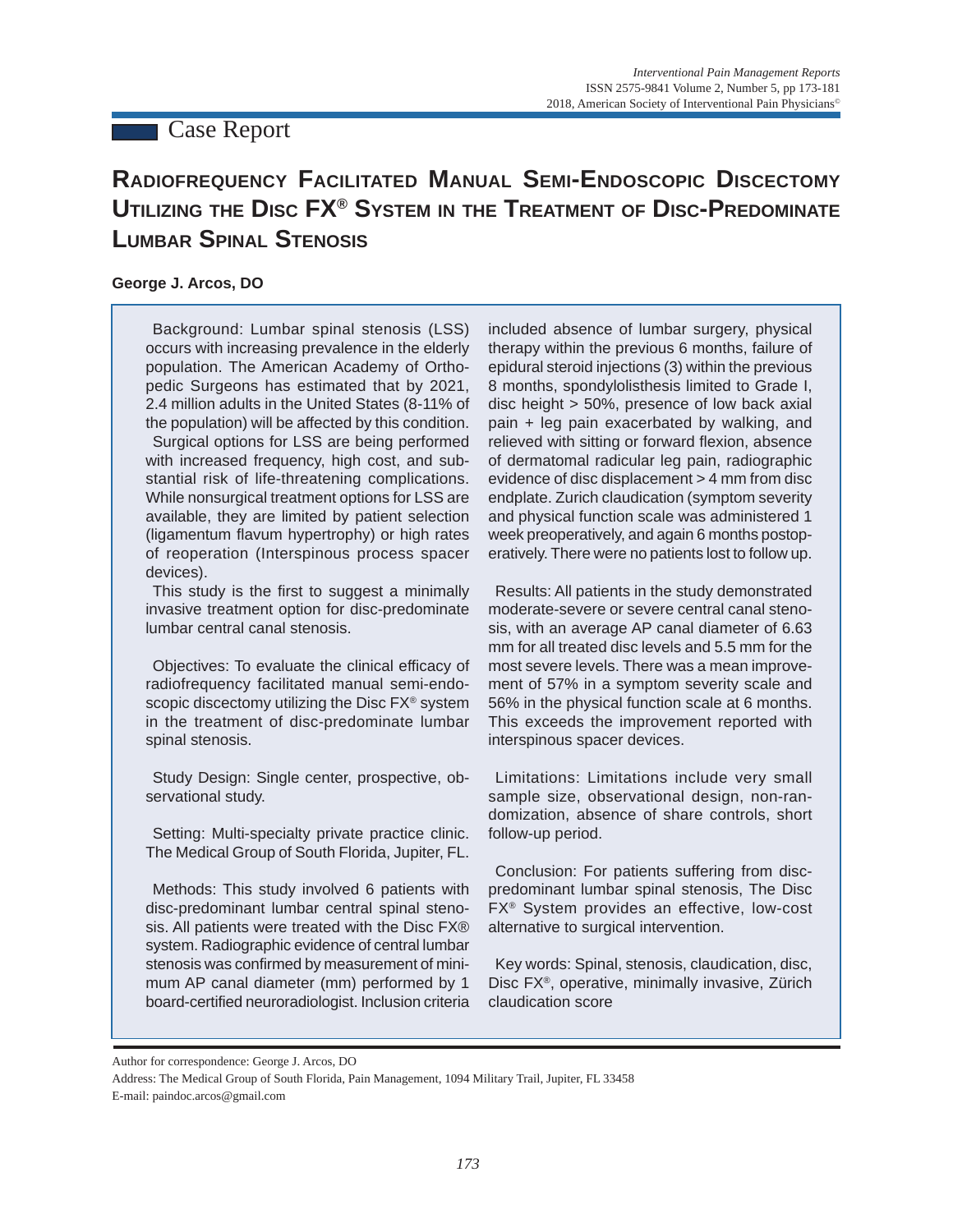Case Report

# Radiofrequency Facilitated Manual Semi-Endoscopic Discectomy Utilizing the Disc FX® System in the Treatment of Disc-Predominate Lumbar Spinal Stenosis

**George J. Arcos, DO**

Background: Lumbar spinal stenosis (LSS) occurs with increasing prevalence in the elderly population. The American Academy of Orthopedic Surgeons has estimated that by 2021, 2.4 million adults in the United States (8-11% of the population) will be affected by this condition. Surgical options for LSS are being performed with increased frequency, high cost, and substantial risk of life-threatening complications. While nonsurgical treatment options for LSS are available, they are limited by patient selection (ligamentum flavum hypertrophy) or high rates of reoperation (Interspinous process spacer devices).

This study is the first to suggest a minimally invasive treatment option for disc-predominate lumbar central canal stenosis.

Objectives: To evaluate the clinical efficacy of radiofrequency facilitated manual semi-endoscopic discectomy utilizing the Disc FX® system in the treatment of disc-predominate lumbar spinal stenosis.

Study Design: Single center, prospective, observational study.

Setting: Multi-specialty private practice clinic. The Medical Group of South Florida, Jupiter, FL.

Methods: This study involved 6 patients with disc-predominant lumbar central spinal stenosis. All patients were treated with the Disc FX® system. Radiographic evidence of central lumbar stenosis was confirmed by measurement of minimum AP canal diameter (mm) performed by 1 board-certified neuroradiologist. Inclusion criteria included absence of lumbar surgery, physical therapy within the previous 6 months, failure of epidural steroid injections (3) within the previous 8 months, spondylolisthesis limited to Grade I, disc height > 50%, presence of low back axial pain + leg pain exacerbated by walking, and relieved with sitting or forward flexion, absence of dermatomal radicular leg pain, radiographic evidence of disc displacement > 4 mm from disc endplate. Zurich claudication (symptom severity and physical function scale was administered 1 week preoperatively, and again 6 months postoperatively. There were no patients lost to follow up.

Results: All patients in the study demonstrated moderate-severe or severe central canal stenosis, with an average AP canal diameter of 6.63 mm for all treated disc levels and 5.5 mm for the most severe levels. There was a mean improvement of 57% in a symptom severity scale and 56% in the physical function scale at 6 months. This exceeds the improvement reported with interspinous spacer devices.

Limitations: Limitations include very small sample size, observational design, non-randomization, absence of share controls, short follow-up period.

Conclusion: For patients suffering from disc-predominant lumbar spinal stenosis, The Disc FX® System provides an effective, low-cost alternative to surgical intervention.

Key words: Spinal, stenosis, claudication, disc, Disc FX®, operative, minimally invasive, Zürich claudication score

Author for correspondence: George J. Arcos, DO

Address: The Medical Group of South Florida, Pain Management, 1094 Military Trail, Jupiter, FL 33458

E-mail: paindoc.arcos@gmail.com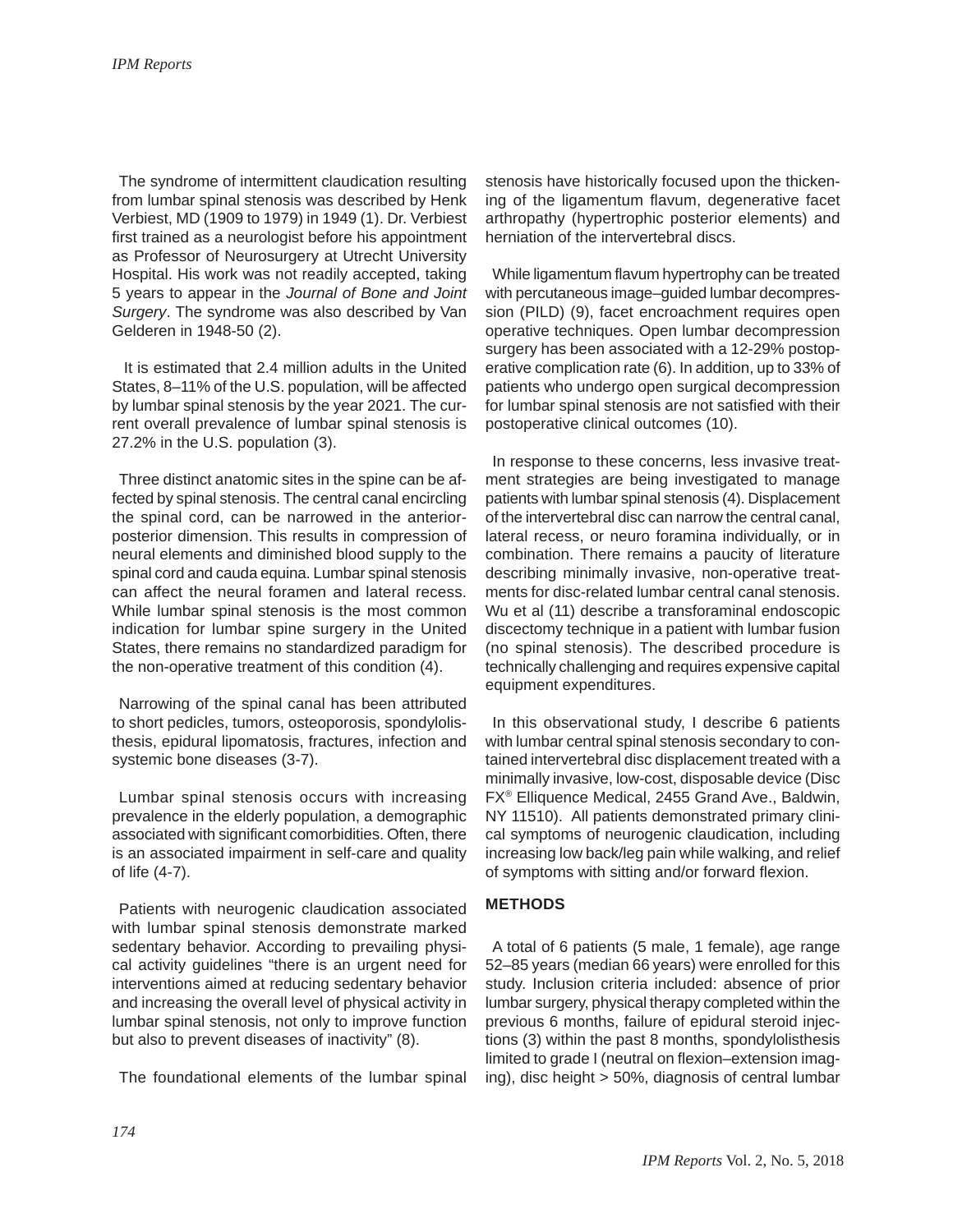The syndrome of intermittent claudication resulting from lumbar spinal stenosis was described by Henk Verbiest, MD (1909 to 1979) in 1949 (1). Dr. Verbiest first trained as a neurologist before his appointment as Professor of Neurosurgery at Utrecht University Hospital. His work was not readily accepted, taking 5 years to appear in the *Journal of Bone and Joint Surgery*. The syndrome was also described by Van Gelderen in 1948-50 (2).

It is estimated that 2.4 million adults in the United States, 8–11% of the U.S. population, will be affected by lumbar spinal stenosis by the year 2021. The current overall prevalence of lumbar spinal stenosis is 27.2% in the U.S. population (3).

Three distinct anatomic sites in the spine can be affected by spinal stenosis. The central canal encircling the spinal cord, can be narrowed in the anterior-posterior dimension. This results in compression of neural elements and diminished blood supply to the spinal cord and cauda equina. Lumbar spinal stenosis can affect the neural foramen and lateral recess. While lumbar spinal stenosis is the most common indication for lumbar spine surgery in the United States, there remains no standardized paradigm for the non-operative treatment of this condition (4).

Narrowing of the spinal canal has been attributed to short pedicles, tumors, osteoporosis, spondylolisthesis, epidural lipomatosis, fractures, infection and systemic bone diseases (3-7).

Lumbar spinal stenosis occurs with increasing prevalence in the elderly population, a demographic associated with significant comorbidities. Often, there is an associated impairment in self-care and quality of life (4-7).

Patients with neurogenic claudication associated with lumbar spinal stenosis demonstrate marked sedentary behavior. According to prevailing physical activity guidelines "there is an urgent need for interventions aimed at reducing sedentary behavior and increasing the overall level of physical activity in lumbar spinal stenosis, not only to improve function but also to prevent diseases of inactivity" (8).

The foundational elements of the lumbar spinal stenosis have historically focused upon the thickening of the ligamentum flavum, degenerative facet arthropathy (hypertrophic posterior elements) and herniation of the intervertebral discs.

While ligamentum flavum hypertrophy can be treated with percutaneous image–guided lumbar decompression (PILD) (9), facet encroachment requires open operative techniques. Open lumbar decompression surgery has been associated with a 12-29% postoperative complication rate (6). In addition, up to 33% of patients who undergo open surgical decompression for lumbar spinal stenosis are not satisfied with their postoperative clinical outcomes (10).

In response to these concerns, less invasive treatment strategies are being investigated to manage patients with lumbar spinal stenosis (4). Displacement of the intervertebral disc can narrow the central canal, lateral recess, or neuro foramina individually, or in combination. There remains a paucity of literature describing minimally invasive, non-operative treatments for disc-related lumbar central canal stenosis. Wu et al (11) describe a transforaminal endoscopic discectomy technique in a patient with lumbar fusion (no spinal stenosis). The described procedure is technically challenging and requires expensive capital equipment expenditures.

In this observational study, I describe 6 patients with lumbar central spinal stenosis secondary to contained intervertebral disc displacement treated with a minimally invasive, low-cost, disposable device (Disc FX® Elliquence Medical, 2455 Grand Ave., Baldwin, NY 11510). All patients demonstrated primary clinical symptoms of neurogenic claudication, including increasing low back/leg pain while walking, and relief of symptoms with sitting and/or forward flexion.

## METHODS

A total of 6 patients (5 male, 1 female), age range 52–85 years (median 66 years) were enrolled for this study. Inclusion criteria included: absence of prior lumbar surgery, physical therapy completed within the previous 6 months, failure of epidural steroid injections (3) within the past 8 months, spondylolisthesis limited to grade I (neutral on flexion–extension imaging), disc height > 50%, diagnosis of central lumbar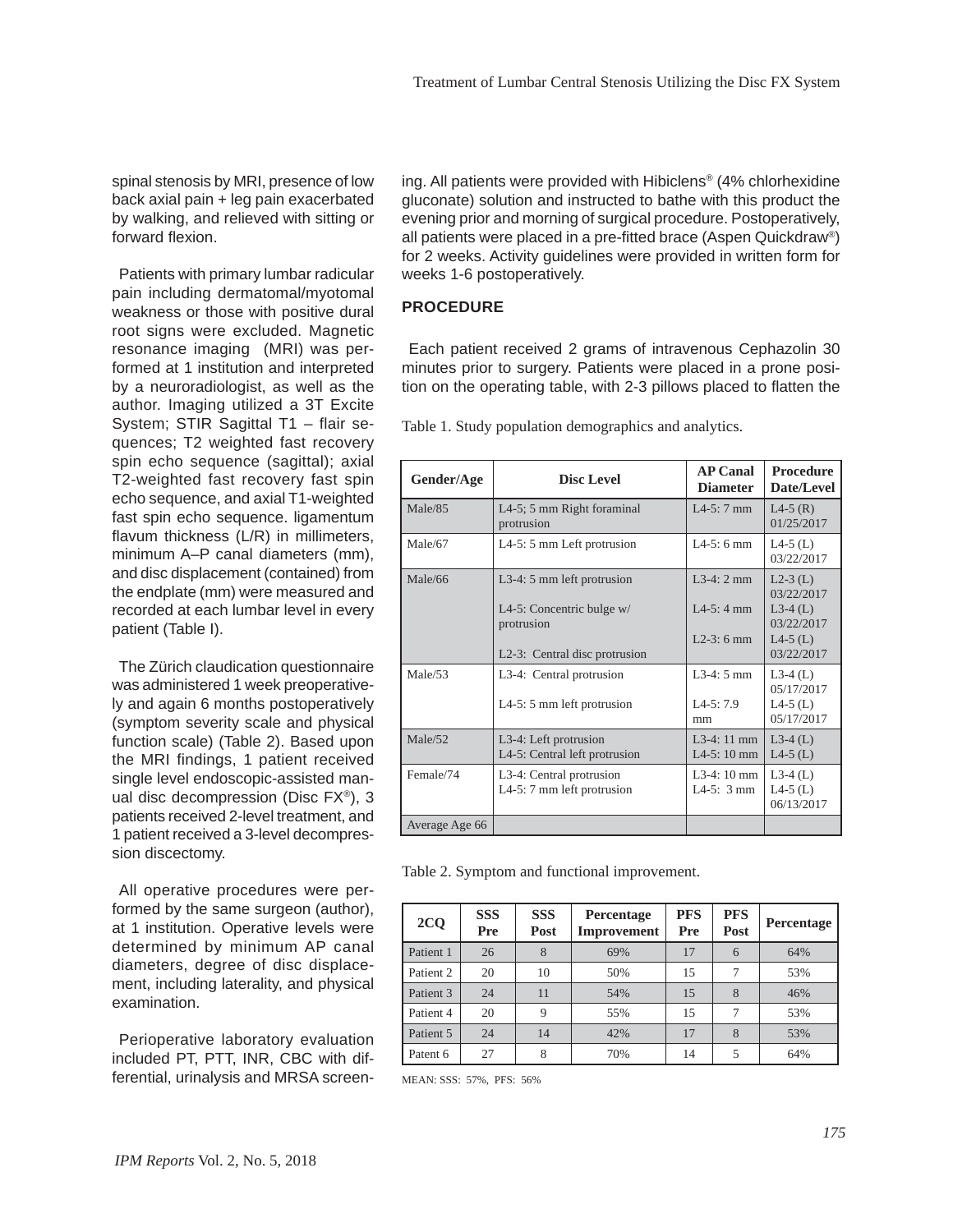spinal stenosis by MRI, presence of low back axial pain + leg pain exacerbated by walking, and relieved with sitting or forward flexion.

Patients with primary lumbar radicular pain including dermatomal/myotomal weakness or those with positive dural root signs were excluded. Magnetic resonance imaging (MRI) was performed at 1 institution and interpreted by a neuroradiologist, as well as the author. Imaging utilized a 3T Excite System; STIR Sagittal T1 – flair sequences; T2 weighted fast recovery spin echo sequence (sagittal); axial T2-weighted fast recovery fast spin echo sequence, and axial T1-weighted fast spin echo sequence. ligamentum flavum thickness (L/R) in millimeters, minimum A–P canal diameters (mm), and disc displacement (contained) from the endplate (mm) were measured and recorded at each lumbar level in every patient (Table I).

The Zürich claudication questionnaire was administered 1 week preoperatively and again 6 months postoperatively (symptom severity scale and physical function scale) (Table 2). Based upon the MRI findings, 1 patient received single level endoscopic-assisted manual disc decompression (Disc FX®), 3 patients received 2-level treatment, and 1 patient received a 3-level decompression discectomy.

All operative procedures were performed by the same surgeon (author), at 1 institution. Operative levels were determined by minimum AP canal diameters, degree of disc displacement, including laterality, and physical examination.

Perioperative laboratory evaluation included PT, PTT, INR, CBC with differential, urinalysis and MRSA screening. All patients were provided with Hibiclens® (4% chlorhexidine gluconate) solution and instructed to bathe with this product the evening prior and morning of surgical procedure. Postoperatively, all patients were placed in a pre-fitted brace (Aspen Quickdraw®) for 2 weeks. Activity guidelines were provided in written form for weeks 1-6 postoperatively.

## PROCEDURE

Each patient received 2 grams of intravenous Cephazolin 30 minutes prior to surgery. Patients were placed in a prone position on the operating table, with 2-3 pillows placed to flatten the

Table 1. Study population demographics and analytics.

| Gender/Age | Disc Level | AP Canal Diameter | Procedure Date/Level |
|---|---|---|---|
| Male/85 | L4-5; 5 mm Right foraminal protrusion | L4-5: 7 mm | L4-5 (R) 01/25/2017 |
| Male/67 | L4-5: 5 mm Left protrusion | L4-5: 6 mm | L4-5 (L) 03/22/2017 |
| Male/66 | L3-4: 5 mm left protrusion<br>L4-5: Concentric bulge w/ protrusion<br>L2-3: Central disc protrusion | L3-4: 2 mm<br>L4-5: 4 mm<br>L2-3: 6 mm | L2-3 (L) 03/22/2017<br>L3-4 (L) 03/22/2017<br>L4-5 (L) 03/22/2017 |
| Male/53 | L3-4: Central protrusion<br>L4-5: 5 mm left protrusion | L3-4: 5 mm<br>L4-5: 7.9 mm | L3-4 (L) 05/17/2017<br>L4-5 (L) 05/17/2017 |
| Male/52 | L3-4: Left protrusion<br>L4-5: Central left protrusion | L3-4: 11 mm<br>L4-5: 10 mm | L3-4 (L)<br>L4-5 (L) |
| Female/74 | L3-4: Central protrusion<br>L4-5: 7 mm left protrusion | L3-4: 10 mm<br>L4-5: 3 mm | L3-4 (L)<br>L4-5 (L) 06/13/2017 |
| Average Age 66 | | | |

Table 2. Symptom and functional improvement.

| 2CQ | SSS Pre | SSS Post | Percentage Improvement | PFS Pre | PFS Post | Percentage |
|---|---|---|---|---|---|---|
| Patient 1 | 26 | 8 | 69% | 17 | 6 | 64% |
| Patient 2 | 20 | 10 | 50% | 15 | 7 | 53% |
| Patient 3 | 24 | 11 | 54% | 15 | 8 | 46% |
| Patient 4 | 20 | 9 | 55% | 15 | 7 | 53% |
| Patient 5 | 24 | 14 | 42% | 17 | 8 | 53% |
| Patent 6 | 27 | 8 | 70% | 14 | 5 | 64% |

MEAN: SSS: 57%, PFS: 56%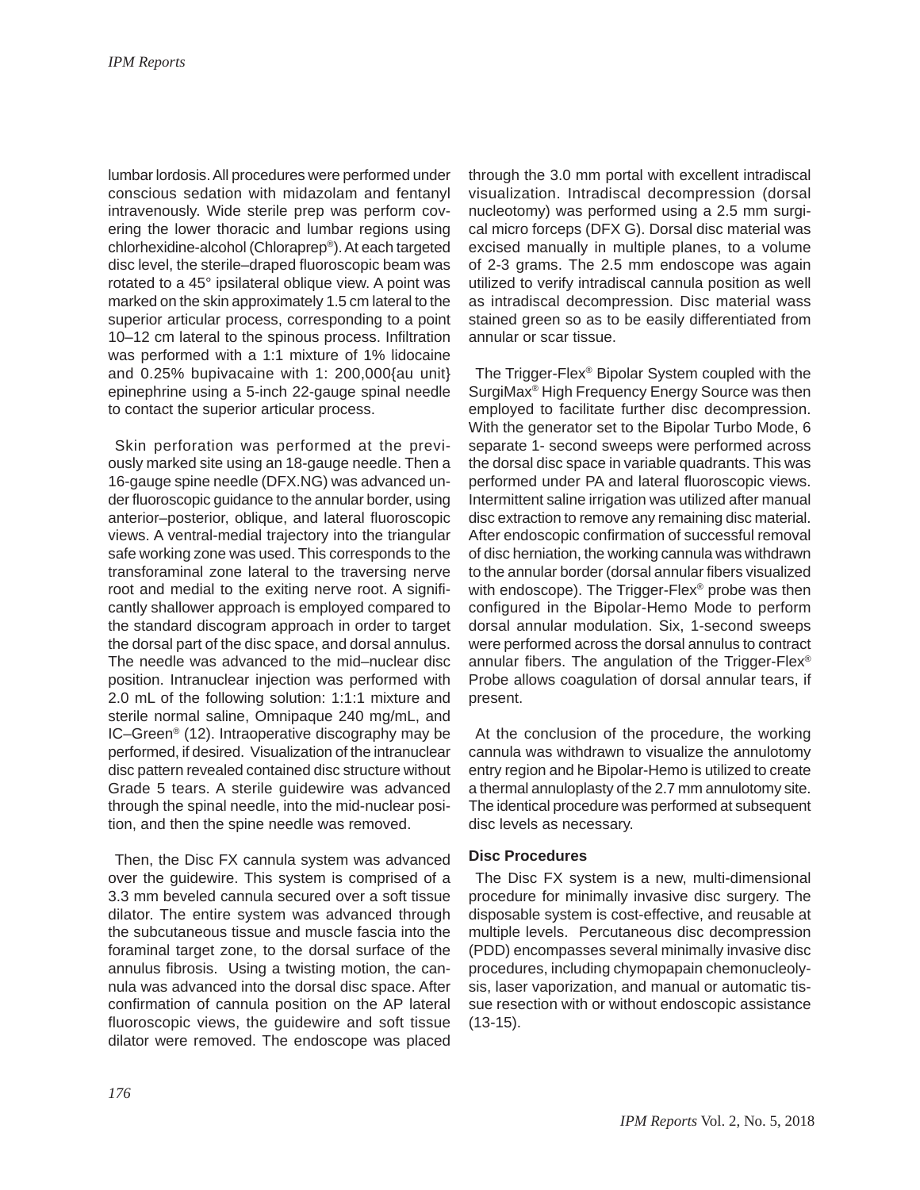lumbar lordosis. All procedures were performed under conscious sedation with midazolam and fentanyl intravenously. Wide sterile prep was perform covering the lower thoracic and lumbar regions using chlorhexidine-alcohol (Chloraprep®). At each targeted disc level, the sterile–draped fluoroscopic beam was rotated to a 45° ipsilateral oblique view. A point was marked on the skin approximately 1.5 cm lateral to the superior articular process, corresponding to a point 10–12 cm lateral to the spinous process. Infiltration was performed with a 1:1 mixture of 1% lidocaine and 0.25% bupivacaine with 1: 200,000{au unit} epinephrine using a 5-inch 22-gauge spinal needle to contact the superior articular process.

Skin perforation was performed at the previously marked site using an 18-gauge needle. Then a 16-gauge spine needle (DFX.NG) was advanced under fluoroscopic guidance to the annular border, using anterior–posterior, oblique, and lateral fluoroscopic views. A ventral-medial trajectory into the triangular safe working zone was used. This corresponds to the transforaminal zone lateral to the traversing nerve root and medial to the exiting nerve root. A significantly shallower approach is employed compared to the standard discogram approach in order to target the dorsal part of the disc space, and dorsal annulus. The needle was advanced to the mid–nuclear disc position. Intranuclear injection was performed with 2.0 mL of the following solution: 1:1:1 mixture and sterile normal saline, Omnipaque 240 mg/mL, and IC–Green® (12). Intraoperative discography may be performed, if desired. Visualization of the intranuclear disc pattern revealed contained disc structure without Grade 5 tears. A sterile guidewire was advanced through the spinal needle, into the mid-nuclear position, and then the spine needle was removed.

Then, the Disc FX cannula system was advanced over the guidewire. This system is comprised of a 3.3 mm beveled cannula secured over a soft tissue dilator. The entire system was advanced through the subcutaneous tissue and muscle fascia into the foraminal target zone, to the dorsal surface of the annulus fibrosis. Using a twisting motion, the cannula was advanced into the dorsal disc space. After confirmation of cannula position on the AP lateral fluoroscopic views, the guidewire and soft tissue dilator were removed. The endoscope was placed through the 3.0 mm portal with excellent intradiscal visualization. Intradiscal decompression (dorsal nucleotomy) was performed using a 2.5 mm surgical micro forceps (DFX G). Dorsal disc material was excised manually in multiple planes, to a volume of 2-3 grams. The 2.5 mm endoscope was again utilized to verify intradiscal cannula position as well as intradiscal decompression. Disc material wass stained green so as to be easily differentiated from annular or scar tissue.

The Trigger-Flex® Bipolar System coupled with the SurgiMax® High Frequency Energy Source was then employed to facilitate further disc decompression. With the generator set to the Bipolar Turbo Mode, 6 separate 1- second sweeps were performed across the dorsal disc space in variable quadrants. This was performed under PA and lateral fluoroscopic views. Intermittent saline irrigation was utilized after manual disc extraction to remove any remaining disc material. After endoscopic confirmation of successful removal of disc herniation, the working cannula was withdrawn to the annular border (dorsal annular fibers visualized with endoscope). The Trigger-Flex® probe was then configured in the Bipolar-Hemo Mode to perform dorsal annular modulation. Six, 1-second sweeps were performed across the dorsal annulus to contract annular fibers. The angulation of the Trigger-Flex® Probe allows coagulation of dorsal annular tears, if present.

At the conclusion of the procedure, the working cannula was withdrawn to visualize the annulotomy entry region and he Bipolar-Hemo is utilized to create a thermal annuloplasty of the 2.7 mm annulotomy site. The identical procedure was performed at subsequent disc levels as necessary.

### Disc Procedures

The Disc FX system is a new, multi-dimensional procedure for minimally invasive disc surgery. The disposable system is cost-effective, and reusable at multiple levels. Percutaneous disc decompression (PDD) encompasses several minimally invasive disc procedures, including chymopapain chemonucleolysis, laser vaporization, and manual or automatic tissue resection with or without endoscopic assistance (13-15).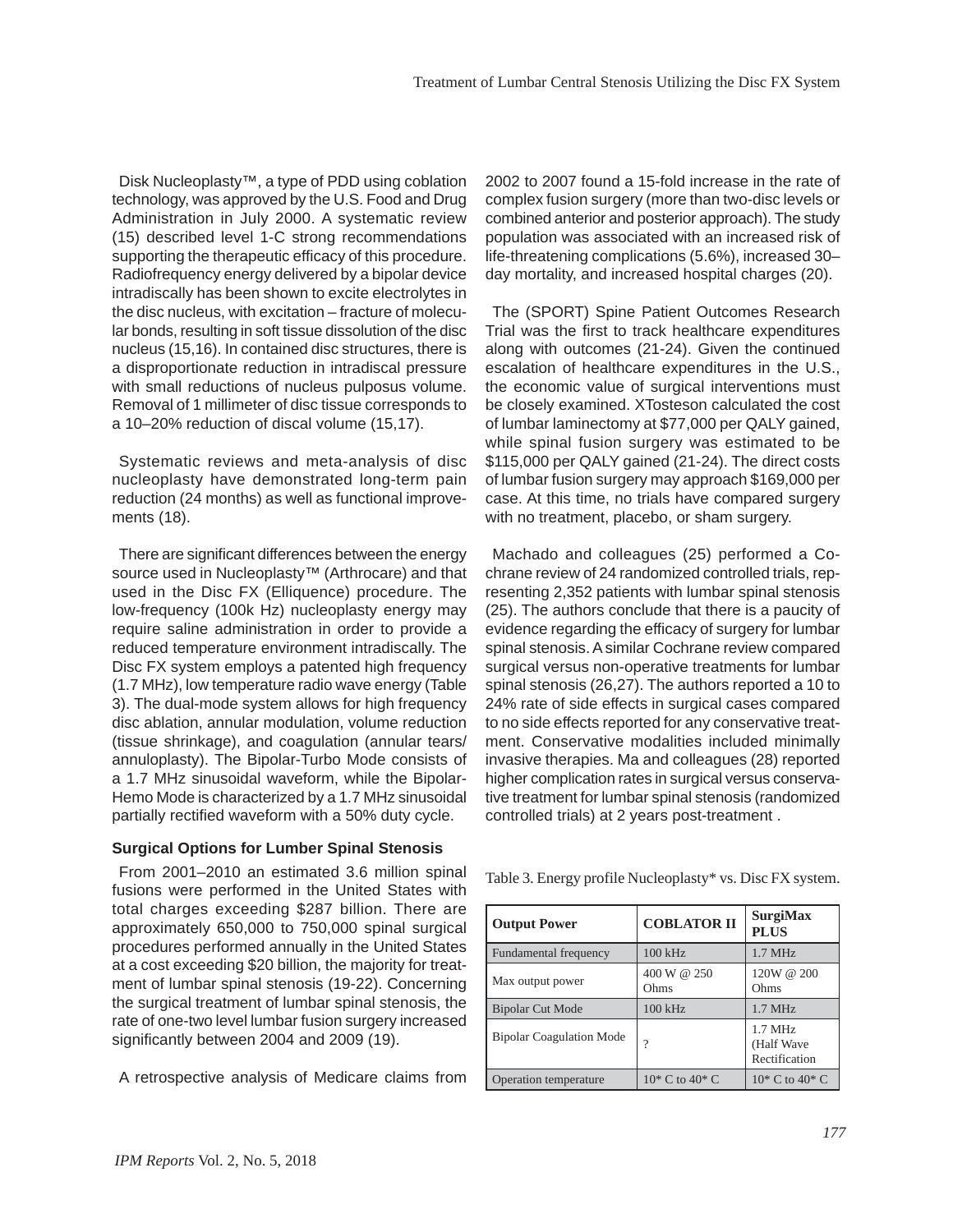Disk Nucleoplasty™, a type of PDD using coblation technology, was approved by the U.S. Food and Drug Administration in July 2000. A systematic review (15) described level 1-C strong recommendations supporting the therapeutic efficacy of this procedure. Radiofrequency energy delivered by a bipolar device intradiscally has been shown to excite electrolytes in the disc nucleus, with excitation – fracture of molecular bonds, resulting in soft tissue dissolution of the disc nucleus (15,16). In contained disc structures, there is a disproportionate reduction in intradiscal pressure with small reductions of nucleus pulposus volume. Removal of 1 millimeter of disc tissue corresponds to a 10–20% reduction of discal volume (15,17).

Systematic reviews and meta-analysis of disc nucleoplasty have demonstrated long-term pain reduction (24 months) as well as functional improvements (18).

There are significant differences between the energy source used in Nucleoplasty™ (Arthrocare) and that used in the Disc FX (Elliquence) procedure. The low-frequency (100k Hz) nucleoplasty energy may require saline administration in order to provide a reduced temperature environment intradiscally. The Disc FX system employs a patented high frequency (1.7 MHz), low temperature radio wave energy (Table 3). The dual-mode system allows for high frequency disc ablation, annular modulation, volume reduction (tissue shrinkage), and coagulation (annular tears/ annuloplasty). The Bipolar-Turbo Mode consists of a 1.7 MHz sinusoidal waveform, while the Bipolar-Hemo Mode is characterized by a 1.7 MHz sinusoidal partially rectified waveform with a 50% duty cycle.

### Surgical Options for Lumber Spinal Stenosis

From 2001–2010 an estimated 3.6 million spinal fusions were performed in the United States with total charges exceeding $287 billion. There are approximately 650,000 to 750,000 spinal surgical procedures performed annually in the United States at a cost exceeding $20 billion, the majority for treatment of lumbar spinal stenosis (19-22). Concerning the surgical treatment of lumbar spinal stenosis, the rate of one-two level lumbar fusion surgery increased significantly between 2004 and 2009 (19).

A retrospective analysis of Medicare claims from 2002 to 2007 found a 15-fold increase in the rate of complex fusion surgery (more than two-disc levels or combined anterior and posterior approach). The study population was associated with an increased risk of life-threatening complications (5.6%), increased 30–day mortality, and increased hospital charges (20).

The (SPORT) Spine Patient Outcomes Research Trial was the first to track healthcare expenditures along with outcomes (21-24). Given the continued escalation of healthcare expenditures in the U.S., the economic value of surgical interventions must be closely examined. XTosteson calculated the cost of lumbar laminectomy at $77,000 per QALY gained, while spinal fusion surgery was estimated to be $115,000 per QALY gained (21-24). The direct costs of lumbar fusion surgery may approach $169,000 per case. At this time, no trials have compared surgery with no treatment, placebo, or sham surgery.

Machado and colleagues (25) performed a Cochrane review of 24 randomized controlled trials, representing 2,352 patients with lumbar spinal stenosis (25). The authors conclude that there is a paucity of evidence regarding the efficacy of surgery for lumbar spinal stenosis. A similar Cochrane review compared surgical versus non-operative treatments for lumbar spinal stenosis (26,27). The authors reported a 10 to 24% rate of side effects in surgical cases compared to no side effects reported for any conservative treatment. Conservative modalities included minimally invasive therapies. Ma and colleagues (28) reported higher complication rates in surgical versus conservative treatment for lumbar spinal stenosis (randomized controlled trials) at 2 years post-treatment .

Table 3. Energy profile Nucleoplasty* vs. Disc FX system.

| Output Power | COBLATOR II | SurgiMax PLUS |
|---|---|---|
| Fundamental frequency | 100 kHz | 1.7 MHz |
| Max output power | 400 W @ 250 Ohms | 120W @ 200 Ohms |
| Bipolar Cut Mode | 100 kHz | 1.7 MHz |
| Bipolar Coagulation Mode | ? | 1.7 MHz (Half Wave Rectification |
| Operation temperature | 10* C to 40* C | 10* C to 40* C |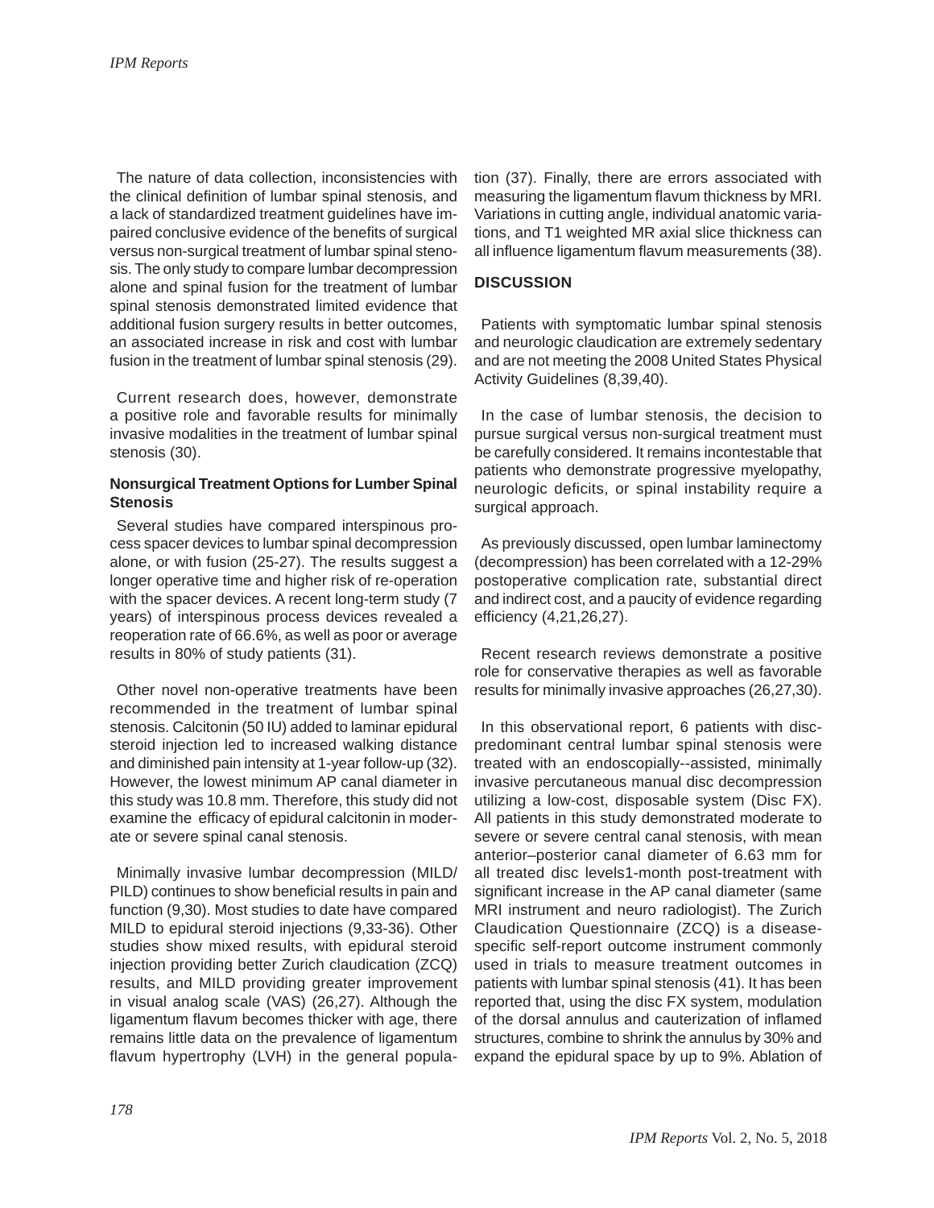The nature of data collection, inconsistencies with the clinical definition of lumbar spinal stenosis, and a lack of standardized treatment guidelines have impaired conclusive evidence of the benefits of surgical versus non-surgical treatment of lumbar spinal stenosis. The only study to compare lumbar decompression alone and spinal fusion for the treatment of lumbar spinal stenosis demonstrated limited evidence that additional fusion surgery results in better outcomes, an associated increase in risk and cost with lumbar fusion in the treatment of lumbar spinal stenosis (29).

Current research does, however, demonstrate a positive role and favorable results for minimally invasive modalities in the treatment of lumbar spinal stenosis (30).

### Nonsurgical Treatment Options for Lumber Spinal Stenosis

Several studies have compared interspinous process spacer devices to lumbar spinal decompression alone, or with fusion (25-27). The results suggest a longer operative time and higher risk of re-operation with the spacer devices. A recent long-term study (7 years) of interspinous process devices revealed a reoperation rate of 66.6%, as well as poor or average results in 80% of study patients (31).

Other novel non-operative treatments have been recommended in the treatment of lumbar spinal stenosis. Calcitonin (50 IU) added to laminar epidural steroid injection led to increased walking distance and diminished pain intensity at 1-year follow-up (32). However, the lowest minimum AP canal diameter in this study was 10.8 mm. Therefore, this study did not examine the efficacy of epidural calcitonin in moderate or severe spinal canal stenosis.

Minimally invasive lumbar decompression (MILD/PILD) continues to show beneficial results in pain and function (9,30). Most studies to date have compared MILD to epidural steroid injections (9,33-36). Other studies show mixed results, with epidural steroid injection providing better Zurich claudication (ZCQ) results, and MILD providing greater improvement in visual analog scale (VAS) (26,27). Although the ligamentum flavum becomes thicker with age, there remains little data on the prevalence of ligamentum flavum hypertrophy (LVH) in the general population (37). Finally, there are errors associated with measuring the ligamentum flavum thickness by MRI. Variations in cutting angle, individual anatomic variations, and T1 weighted MR axial slice thickness can all influence ligamentum flavum measurements (38).

## DISCUSSION

Patients with symptomatic lumbar spinal stenosis and neurologic claudication are extremely sedentary and are not meeting the 2008 United States Physical Activity Guidelines (8,39,40).

In the case of lumbar stenosis, the decision to pursue surgical versus non-surgical treatment must be carefully considered. It remains incontestable that patients who demonstrate progressive myelopathy, neurologic deficits, or spinal instability require a surgical approach.

As previously discussed, open lumbar laminectomy (decompression) has been correlated with a 12-29% postoperative complication rate, substantial direct and indirect cost, and a paucity of evidence regarding efficiency (4,21,26,27).

Recent research reviews demonstrate a positive role for conservative therapies as well as favorable results for minimally invasive approaches (26,27,30).

In this observational report, 6 patients with disc-predominant central lumbar spinal stenosis were treated with an endoscopially--assisted, minimally invasive percutaneous manual disc decompression utilizing a low-cost, disposable system (Disc FX). All patients in this study demonstrated moderate to severe or severe central canal stenosis, with mean anterior–posterior canal diameter of 6.63 mm for all treated disc levels1-month post-treatment with significant increase in the AP canal diameter (same MRI instrument and neuro radiologist). The Zurich Claudication Questionnaire (ZCQ) is a disease-specific self-report outcome instrument commonly used in trials to measure treatment outcomes in patients with lumbar spinal stenosis (41). It has been reported that, using the disc FX system, modulation of the dorsal annulus and cauterization of inflamed structures, combine to shrink the annulus by 30% and expand the epidural space by up to 9%. Ablation of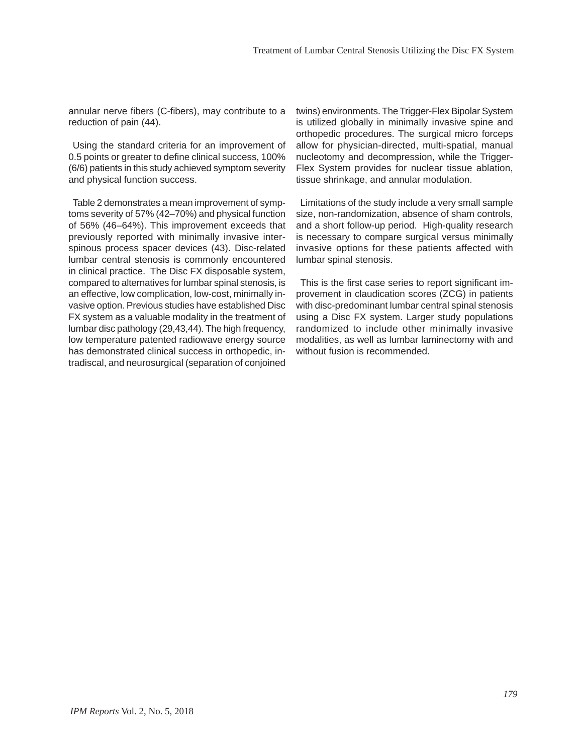annular nerve fibers (C-fibers), may contribute to a reduction of pain (44).

Using the standard criteria for an improvement of 0.5 points or greater to define clinical success, 100% (6/6) patients in this study achieved symptom severity and physical function success.

Table 2 demonstrates a mean improvement of symptoms severity of 57% (42–70%) and physical function of 56% (46–64%). This improvement exceeds that previously reported with minimally invasive interspinous process spacer devices (43). Disc-related lumbar central stenosis is commonly encountered in clinical practice. The Disc FX disposable system, compared to alternatives for lumbar spinal stenosis, is an effective, low complication, low-cost, minimally invasive option. Previous studies have established Disc FX system as a valuable modality in the treatment of lumbar disc pathology (29,43,44). The high frequency, low temperature patented radiowave energy source has demonstrated clinical success in orthopedic, intradiscal, and neurosurgical (separation of conjoined twins) environments. The Trigger-Flex Bipolar System is utilized globally in minimally invasive spine and orthopedic procedures. The surgical micro forceps allow for physician-directed, multi-spatial, manual nucleotomy and decompression, while the Trigger-Flex System provides for nuclear tissue ablation, tissue shrinkage, and annular modulation.

Limitations of the study include a very small sample size, non-randomization, absence of sham controls, and a short follow-up period. High-quality research is necessary to compare surgical versus minimally invasive options for these patients affected with lumbar spinal stenosis.

This is the first case series to report significant improvement in claudication scores (ZCG) in patients with disc-predominant lumbar central spinal stenosis using a Disc FX system. Larger study populations randomized to include other minimally invasive modalities, as well as lumbar laminectomy with and without fusion is recommended.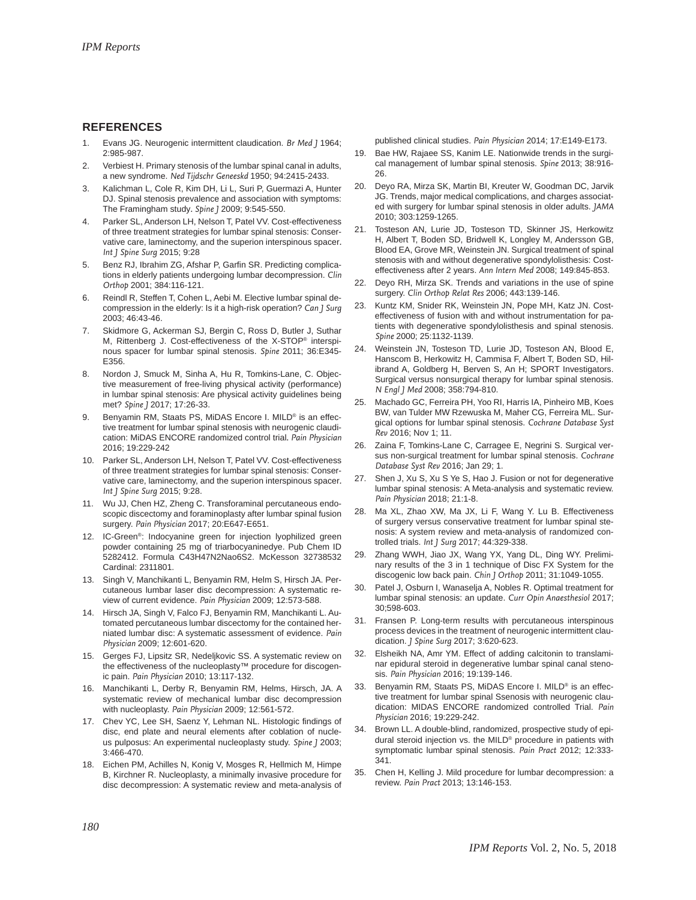## REFERENCES

1. Evans JG. Neurogenic intermittent claudication. *Br Med J* 1964; 2:985-987.
2. Verbiest H. Primary stenosis of the lumbar spinal canal in adults, a new syndrome. *Ned Tijdschr Geneeskd* 1950; 94:2415-2433.
3. Kalichman L, Cole R, Kim DH, Li L, Suri P, Guermazi A, Hunter DJ. Spinal stenosis prevalence and association with symptoms: The Framingham study. *Spine J* 2009; 9:545-550.
4. Parker SL, Anderson LH, Nelson T, Patel VV. Cost-effectiveness of three treatment strategies for lumbar spinal stenosis: Conservative care, laminectomy, and the superion interspinous spacer. *Int J Spine Surg* 2015; 9:28
5. Benz RJ, Ibrahim ZG, Afshar P, Garfin SR. Predicting complications in elderly patients undergoing lumbar decompression. *Clin Orthop* 2001; 384:116-121.
6. Reindl R, Steffen T, Cohen L, Aebi M. Elective lumbar spinal decompression in the elderly: Is it a high-risk operation? *Can J Surg* 2003; 46:43-46.
7. Skidmore G, Ackerman SJ, Bergin C, Ross D, Butler J, Suthar M, Rittenberg J. Cost-effectiveness of the X-STOP® interspinous spacer for lumbar spinal stenosis. *Spine* 2011; 36:E345-E356.
8. Nordon J, Smuck M, Sinha A, Hu R, Tomkins-Lane, C. Objective measurement of free-living physical activity (performance) in lumbar spinal stenosis: Are physical activity guidelines being met? *Spine J* 2017; 17:26-33.
9. Benyamin RM, Staats PS, MiDAS Encore I. MILD® is an effective treatment for lumbar spinal stenosis with neurogenic claudication: MiDAS ENCORE randomized control trial. *Pain Physician* 2016; 19:229-242
10. Parker SL, Anderson LH, Nelson T, Patel VV. Cost-effectiveness of three treatment strategies for lumbar spinal stenosis: Conservative care, laminectomy, and the superion interspinous spacer. *Int J Spine Surg* 2015; 9:28.
11. Wu JJ, Chen HZ, Zheng C. Transforaminal percutaneous endoscopic discectomy and foraminoplasty after lumbar spinal fusion surgery. *Pain Physician* 2017; 20:E647-E651.
12. IC-Green®: Indocyanine green for injection lyophilized green powder containing 25 mg of triarbocyaninedye. Pub Chem ID 5282412. Formula C43H47N2Nao6S2. McKesson 32738532 Cardinal: 2311801.
13. Singh V, Manchikanti L, Benyamin RM, Helm S, Hirsch JA. Percutaneous lumbar laser disc decompression: A systematic review of current evidence. *Pain Physician* 2009; 12:573-588.
14. Hirsch JA, Singh V, Falco FJ, Benyamin RM, Manchikanti L. Automated percutaneous lumbar discectomy for the contained herniated lumbar disc: A systematic assessment of evidence. *Pain Physician* 2009; 12:601-620.
15. Gerges FJ, Lipsitz SR, Nedeljkovic SS. A systematic review on the effectiveness of the nucleoplasty™ procedure for discogenic pain. *Pain Physician* 2010; 13:117-132.
16. Manchikanti L, Derby R, Benyamin RM, Helms, Hirsch, JA. A systematic review of mechanical lumbar disc decompression with nucleoplasty. *Pain Physician* 2009; 12:561-572.
17. Chev YC, Lee SH, Saenz Y, Lehman NL. Histologic findings of disc, end plate and neural elements after coblation of nucleus pulposus: An experimental nucleoplasty study. *Spine J* 2003; 3:466-470.
18. Eichen PM, Achilles N, Konig V, Mosges R, Hellmich M, Himpe B, Kirchner R. Nucleoplasty, a minimally invasive procedure for disc decompression: A systematic review and meta-analysis of published clinical studies. *Pain Physician* 2014; 17:E149-E173.
19. Bae HW, Rajaee SS, Kanim LE. Nationwide trends in the surgical management of lumbar spinal stenosis. *Spine* 2013; 38:916-26.
20. Deyo RA, Mirza SK, Martin BI, Kreuter W, Goodman DC, Jarvik JG. Trends, major medical complications, and charges associated with surgery for lumbar spinal stenosis in older adults. *JAMA* 2010; 303:1259-1265.
21. Tosteson AN, Lurie JD, Tosteson TD, Skinner JS, Herkowitz H, Albert T, Boden SD, Bridwell K, Longley M, Andersson GB, Blood EA, Grove MR, Weinstein JN. Surgical treatment of spinal stenosis with and without degenerative spondylolisthesis: Cost-effectiveness after 2 years. *Ann Intern Med* 2008; 149:845-853.
22. Deyo RH, Mirza SK. Trends and variations in the use of spine surgery. *Clin Orthop Relat Res* 2006; 443:139-146.
23. Kuntz KM, Snider RK, Weinstein JN, Pope MH, Katz JN. Cost-effectiveness of fusion with and without instrumentation for patients with degenerative spondylolisthesis and spinal stenosis. *Spine* 2000; 25:1132-1139.
24. Weinstein JN, Tosteson TD, Lurie JD, Tosteson AN, Blood E, Hanscom B, Herkowitz H, Cammisa F, Albert T, Boden SD, Hilibrand A, Goldberg H, Berven S, An H; SPORT Investigators. Surgical versus nonsurgical therapy for lumbar spinal stenosis. *N Engl J Med* 2008; 358:794-810.
25. Machado GC, Ferreira PH, Yoo RI, Harris IA, Pinheiro MB, Koes BW, van Tulder MW Rzewuska M, Maher CG, Ferreira ML. Surgical options for lumbar spinal stenosis. *Cochrane Database Syst Rev* 2016; Nov 1; 11.
26. Zaina F, Tomkins-Lane C, Carragee E, Negrini S. Surgical versus non-surgical treatment for lumbar spinal stenosis. *Cochrane Database Syst Rev* 2016; Jan 29; 1.
27. Shen J, Xu S, Xu S Ye S, Hao J. Fusion or not for degenerative lumbar spinal stenosis: A Meta-analysis and systematic review. *Pain Physician* 2018; 21:1-8.
28. Ma XL, Zhao XW, Ma JX, Li F, Wang Y. Lu B. Effectiveness of surgery versus conservative treatment for lumbar spinal stenosis: A system review and meta-analysis of randomized controlled trials. *Int J Surg* 2017; 44:329-338.
29. Zhang WWH, Jiao JX, Wang YX, Yang DL, Ding WY. Preliminary results of the 3 in 1 technique of Disc FX System for the discogenic low back pain. *Chin J Orthop* 2011; 31:1049-1055.
30. Patel J, Osburn I, Wanaselja A, Nobles R. Optimal treatment for lumbar spinal stenosis: an update. *Curr Opin Anaesthesiol* 2017; 30;598-603.
31. Fransen P. Long-term results with percutaneous interspinous process devices in the treatment of neurogenic intermittent claudication. *J Spine Surg* 2017; 3:620-623.
32. Elsheikh NA, Amr YM. Effect of adding calcitonin to translaminar epidural steroid in degenerative lumbar spinal canal stenosis. *Pain Physician* 2016; 19:139-146.
33. Benyamin RM, Staats PS, MiDAS Encore I. MILD® is an effective treatment for lumbar spinal Ssenosis with neurogenic claudication: MIDAS ENCORE randomized controlled Trial. *Pain Physician* 2016; 19:229-242.
34. Brown LL. A double-blind, randomized, prospective study of epidural steroid injection vs. the MILD® procedure in patients with symptomatic lumbar spinal stenosis. *Pain Pract* 2012; 12:333-341.
35. Chen H, Kelling J. Mild procedure for lumbar decompression: a review. *Pain Pract* 2013; 13:146-153.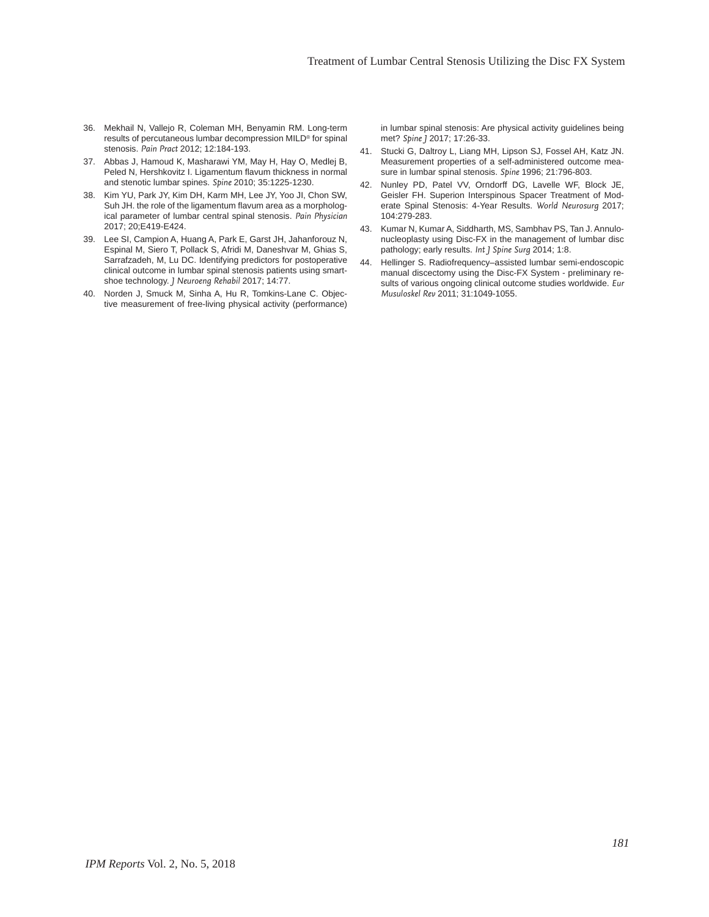36. Mekhail N, Vallejo R, Coleman MH, Benyamin RM. Long-term results of percutaneous lumbar decompression MILD® for spinal stenosis. *Pain Pract* 2012; 12:184-193.
37. Abbas J, Hamoud K, Masharawi YM, May H, Hay O, Medlej B, Peled N, Hershkovitz I. Ligamentum flavum thickness in normal and stenotic lumbar spines. *Spine* 2010; 35:1225-1230.
38. Kim YU, Park JY, Kim DH, Karm MH, Lee JY, Yoo JI, Chon SW, Suh JH. the role of the ligamentum flavum area as a morphological parameter of lumbar central spinal stenosis. *Pain Physician* 2017; 20;E419-E424.
39. Lee SI, Campion A, Huang A, Park E, Garst JH, Jahanforouz N, Espinal M, Siero T, Pollack S, Afridi M, Daneshvar M, Ghias S, Sarrafzadeh, M, Lu DC. Identifying predictors for postoperative clinical outcome in lumbar spinal stenosis patients using smart-shoe technology. *J Neuroeng Rehabil* 2017; 14:77.
40. Norden J, Smuck M, Sinha A, Hu R, Tomkins-Lane C. Objective measurement of free-living physical activity (performance) in lumbar spinal stenosis: Are physical activity guidelines being met? *Spine J* 2017; 17:26-33.
41. Stucki G, Daltroy L, Liang MH, Lipson SJ, Fossel AH, Katz JN. Measurement properties of a self-administered outcome measure in lumbar spinal stenosis. *Spine* 1996; 21:796-803.
42. Nunley PD, Patel VV, Orndorff DG, Lavelle WF, Block JE, Geisler FH. Superion Interspinous Spacer Treatment of Moderate Spinal Stenosis: 4-Year Results. *World Neurosurg* 2017; 104:279-283.
43. Kumar N, Kumar A, Siddharth, MS, Sambhav PS, Tan J. Annulo-nucleoplasty using Disc-FX in the management of lumbar disc pathology; early results. *Int J Spine Surg* 2014; 1:8.
44. Hellinger S. Radiofrequency–assisted lumbar semi-endoscopic manual discectomy using the Disc-FX System - preliminary results of various ongoing clinical outcome studies worldwide. *Eur Musuloskel Rev* 2011; 31:1049-1055.